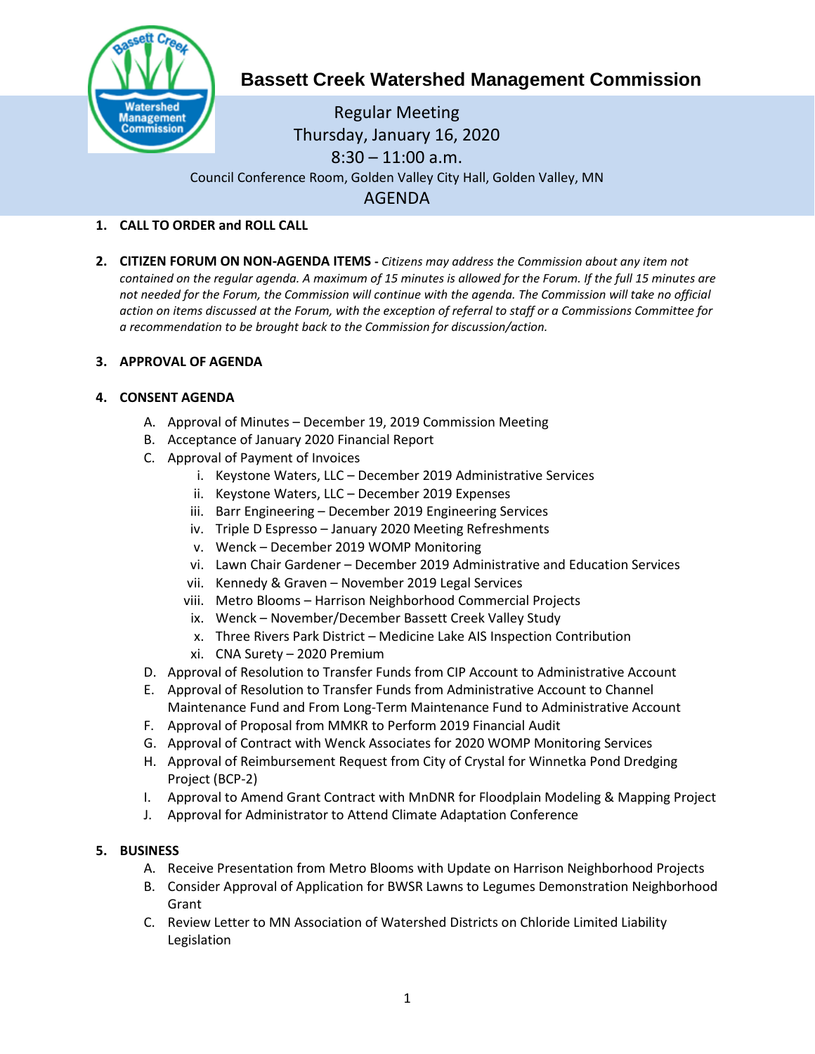# Bassett Creek Watershed Management Commission

Regular Meeting
Thursday, January 16, 2020
8:30 – 11:00 a.m.
Council Conference Room, Golden Valley City Hall, Golden Valley, MN

## AGENDA

1. **CALL TO ORDER and ROLL CALL**

2. **CITIZEN FORUM ON NON-AGENDA ITEMS -** *Citizens may address the Commission about any item not contained on the regular agenda. A maximum of 15 minutes is allowed for the Forum. If the full 15 minutes are not needed for the Forum, the Commission will continue with the agenda. The Commission will take no official action on items discussed at the Forum, with the exception of referral to staff or a Commissions Committee for a recommendation to be brought back to the Commission for discussion/action.*

3. **APPROVAL OF AGENDA**

4. **CONSENT AGENDA**
   - A. Approval of Minutes – December 19, 2019 Commission Meeting
   - B. Acceptance of January 2020 Financial Report
   - C. Approval of Payment of Invoices
     - i. Keystone Waters, LLC – December 2019 Administrative Services
     - ii. Keystone Waters, LLC – December 2019 Expenses
     - iii. Barr Engineering – December 2019 Engineering Services
     - iv. Triple D Espresso – January 2020 Meeting Refreshments
     - v. Wenck – December 2019 WOMP Monitoring
     - vi. Lawn Chair Gardener – December 2019 Administrative and Education Services
     - vii. Kennedy & Graven – November 2019 Legal Services
     - viii. Metro Blooms – Harrison Neighborhood Commercial Projects
     - ix. Wenck – November/December Bassett Creek Valley Study
     - x. Three Rivers Park District – Medicine Lake AIS Inspection Contribution
     - xi. CNA Surety – 2020 Premium
   - D. Approval of Resolution to Transfer Funds from CIP Account to Administrative Account
   - E. Approval of Resolution to Transfer Funds from Administrative Account to Channel Maintenance Fund and From Long-Term Maintenance Fund to Administrative Account
   - F. Approval of Proposal from MMKR to Perform 2019 Financial Audit
   - G. Approval of Contract with Wenck Associates for 2020 WOMP Monitoring Services
   - H. Approval of Reimbursement Request from City of Crystal for Winnetka Pond Dredging Project (BCP-2)
   - I. Approval to Amend Grant Contract with MnDNR for Floodplain Modeling & Mapping Project
   - J. Approval for Administrator to Attend Climate Adaptation Conference

5. **BUSINESS**
   - A. Receive Presentation from Metro Blooms with Update on Harrison Neighborhood Projects
   - B. Consider Approval of Application for BWSR Lawns to Legumes Demonstration Neighborhood Grant
   - C. Review Letter to MN Association of Watershed Districts on Chloride Limited Liability Legislation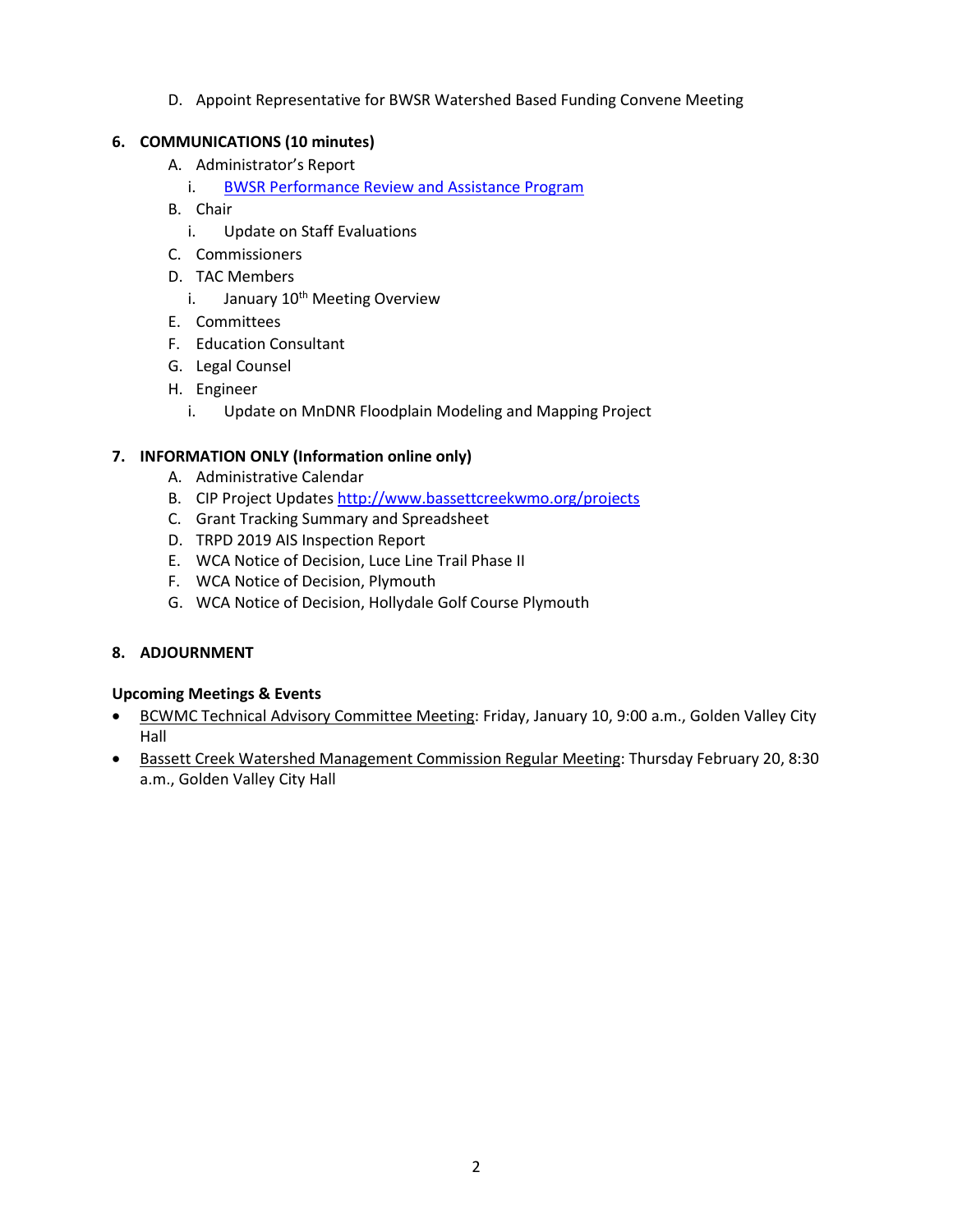D. Appoint Representative for BWSR Watershed Based Funding Convene Meeting

6. **COMMUNICATIONS (10 minutes)**
   - A. Administrator's Report
     - i. [BWSR Performance Review and Assistance Program]
   - B. Chair
     - i. Update on Staff Evaluations
   - C. Commissioners
   - D. TAC Members
     - i. January 10th Meeting Overview
   - E. Committees
   - F. Education Consultant
   - G. Legal Counsel
   - H. Engineer
     - i. Update on MnDNR Floodplain Modeling and Mapping Project

7. **INFORMATION ONLY (Information online only)**
   - A. Administrative Calendar
   - B. CIP Project Updates http://www.bassettcreekwmo.org/projects
   - C. Grant Tracking Summary and Spreadsheet
   - D. TRPD 2019 AIS Inspection Report
   - E. WCA Notice of Decision, Luce Line Trail Phase II
   - F. WCA Notice of Decision, Plymouth
   - G. WCA Notice of Decision, Hollydale Golf Course Plymouth

8. **ADJOURNMENT**

**Upcoming Meetings & Events**

- BCWMC Technical Advisory Committee Meeting: Friday, January 10, 9:00 a.m., Golden Valley City Hall
- Bassett Creek Watershed Management Commission Regular Meeting: Thursday February 20, 8:30 a.m., Golden Valley City Hall